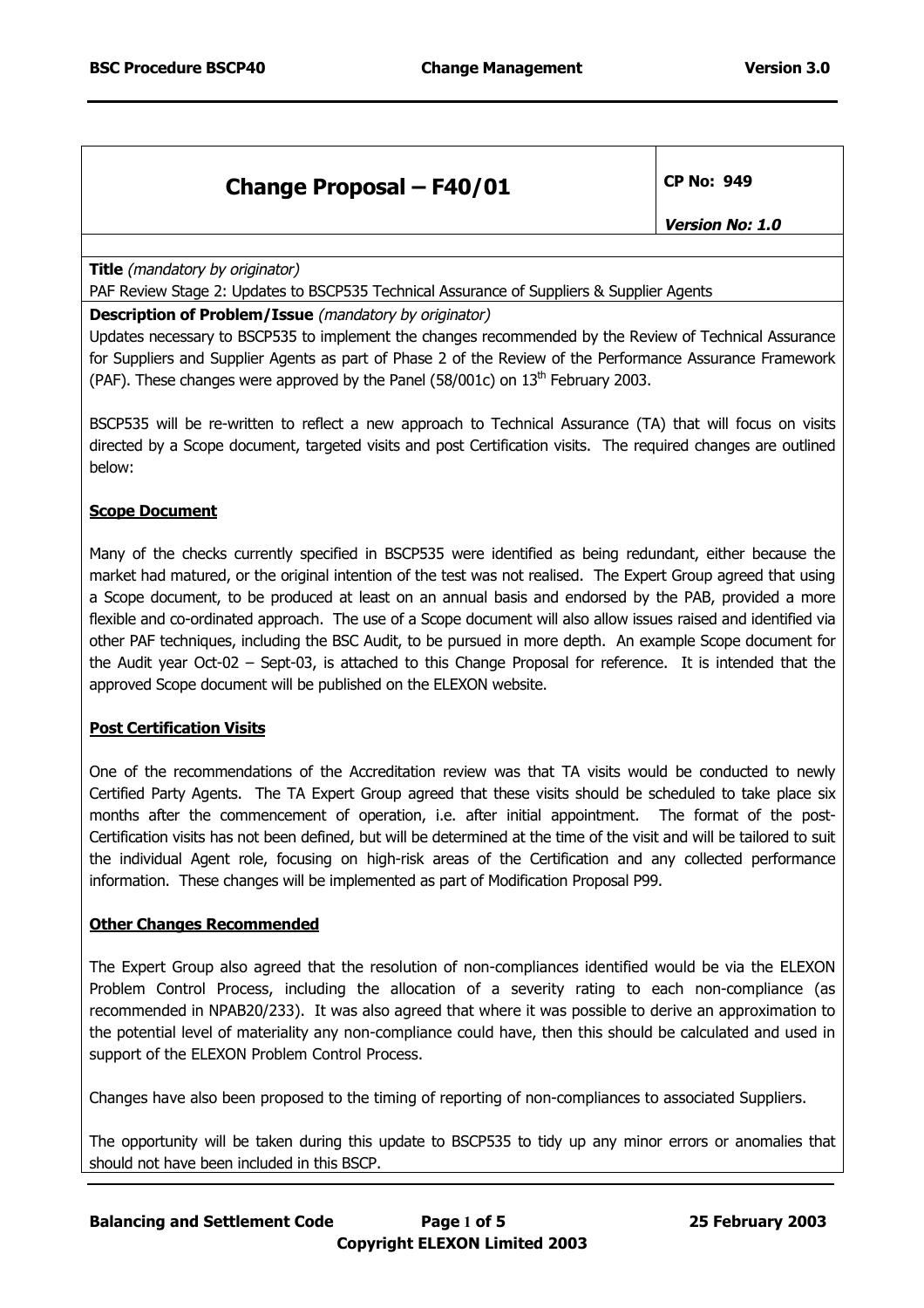| Change Proposal – F40/01 | CP No: 949 |
|---|---|
| | *Version No: 1.0* |

**Title** *(mandatory by originator)*

PAF Review Stage 2: Updates to BSCP535 Technical Assurance of Suppliers & Supplier Agents

**Description of Problem/Issue** *(mandatory by originator)*

Updates necessary to BSCP535 to implement the changes recommended by the Review of Technical Assurance for Suppliers and Supplier Agents as part of Phase 2 of the Review of the Performance Assurance Framework (PAF). These changes were approved by the Panel (58/001c) on 13th February 2003.

BSCP535 will be re-written to reflect a new approach to Technical Assurance (TA) that will focus on visits directed by a Scope document, targeted visits and post Certification visits. The required changes are outlined below:

**Scope Document**

Many of the checks currently specified in BSCP535 were identified as being redundant, either because the market had matured, or the original intention of the test was not realised. The Expert Group agreed that using a Scope document, to be produced at least on an annual basis and endorsed by the PAB, provided a more flexible and co-ordinated approach. The use of a Scope document will also allow issues raised and identified via other PAF techniques, including the BSC Audit, to be pursued in more depth. An example Scope document for the Audit year Oct-02 – Sept-03, is attached to this Change Proposal for reference. It is intended that the approved Scope document will be published on the ELEXON website.

**Post Certification Visits**

One of the recommendations of the Accreditation review was that TA visits would be conducted to newly Certified Party Agents. The TA Expert Group agreed that these visits should be scheduled to take place six months after the commencement of operation, i.e. after initial appointment. The format of the post-Certification visits has not been defined, but will be determined at the time of the visit and will be tailored to suit the individual Agent role, focusing on high-risk areas of the Certification and any collected performance information. These changes will be implemented as part of Modification Proposal P99.

**Other Changes Recommended**

The Expert Group also agreed that the resolution of non-compliances identified would be via the ELEXON Problem Control Process, including the allocation of a severity rating to each non-compliance (as recommended in NPAB20/233). It was also agreed that where it was possible to derive an approximation to the potential level of materiality any non-compliance could have, then this should be calculated and used in support of the ELEXON Problem Control Process.

Changes have also been proposed to the timing of reporting of non-compliances to associated Suppliers.

The opportunity will be taken during this update to BSCP535 to tidy up any minor errors or anomalies that should not have been included in this BSCP.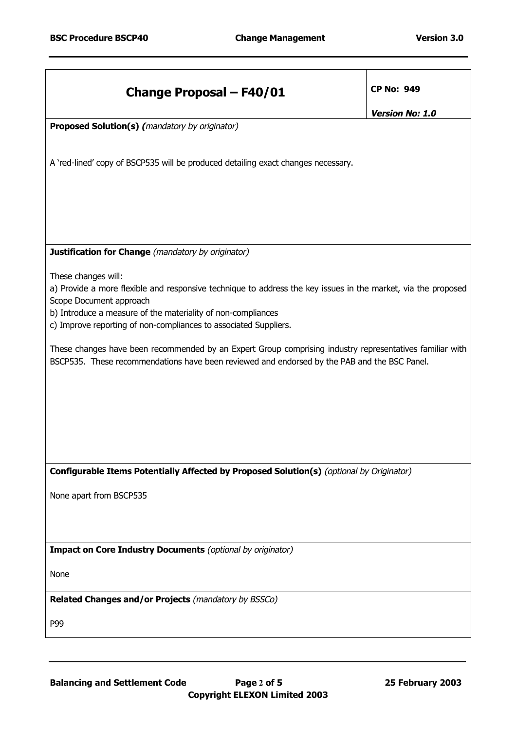| **Change Proposal – F40/01** | **CP No: 949**<br>***Version No: 1.0*** |
|---|---|

**Proposed Solution(s)** *(mandatory by originator)*

A 'red-lined' copy of BSCP535 will be produced detailing exact changes necessary.

**Justification for Change** *(mandatory by originator)*

These changes will:

a) Provide a more flexible and responsive technique to address the key issues in the market, via the proposed Scope Document approach

b) Introduce a measure of the materiality of non-compliances

c) Improve reporting of non-compliances to associated Suppliers.

These changes have been recommended by an Expert Group comprising industry representatives familiar with BSCP535. These recommendations have been reviewed and endorsed by the PAB and the BSC Panel.

**Configurable Items Potentially Affected by Proposed Solution(s)** *(optional by Originator)*

None apart from BSCP535

**Impact on Core Industry Documents** *(optional by originator)*

None

**Related Changes and/or Projects** *(mandatory by BSSCo)*

P99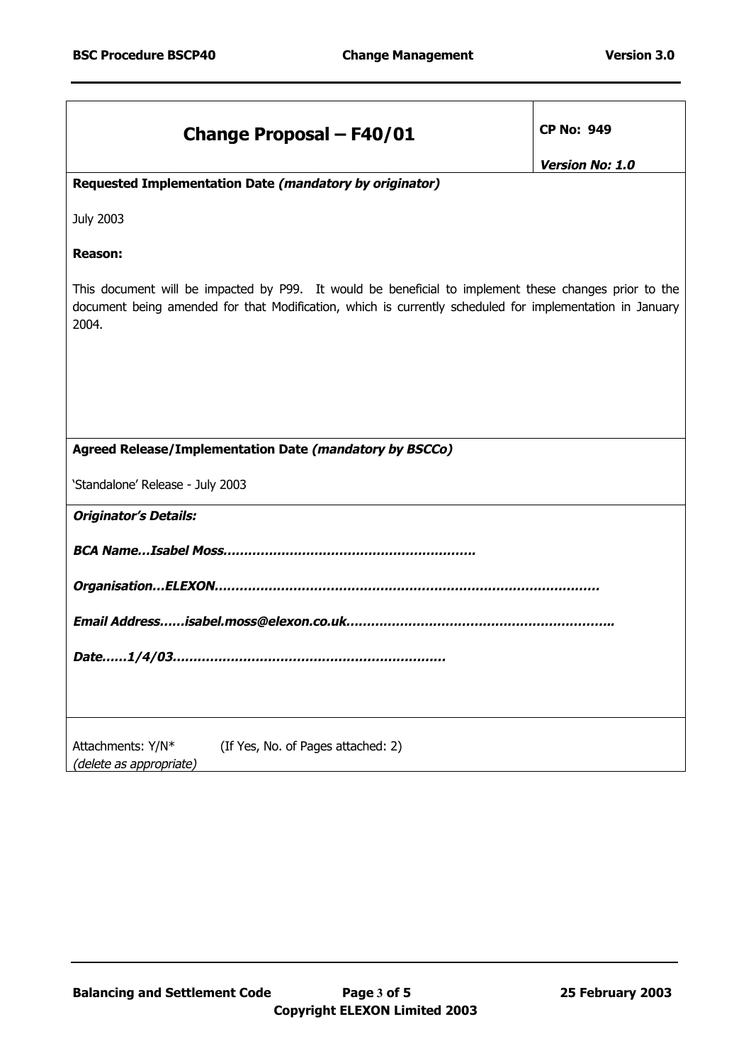| Change Proposal – F40/01 | CP No: 949<br>*Version No: 1.0* |
|---|---|

**Requested Implementation Date *(mandatory by originator)***

July 2003

**Reason:**

This document will be impacted by P99. It would be beneficial to implement these changes prior to the document being amended for that Modification, which is currently scheduled for implementation in January 2004.

**Agreed Release/Implementation Date *(mandatory by BSCCo)***

'Standalone' Release - July 2003

***Originator's Details:***

***BCA Name…Isabel Moss…………………………………………………….***

***Organisation…ELEXON………………………………………………………………………………***

***Email Address……isabel.moss@elexon.co.uk……………………………………………………….***

***Date……1/4/03………………………………………………………***

Attachments: Y/N* (If Yes, No. of Pages attached: 2)
*(delete as appropriate)*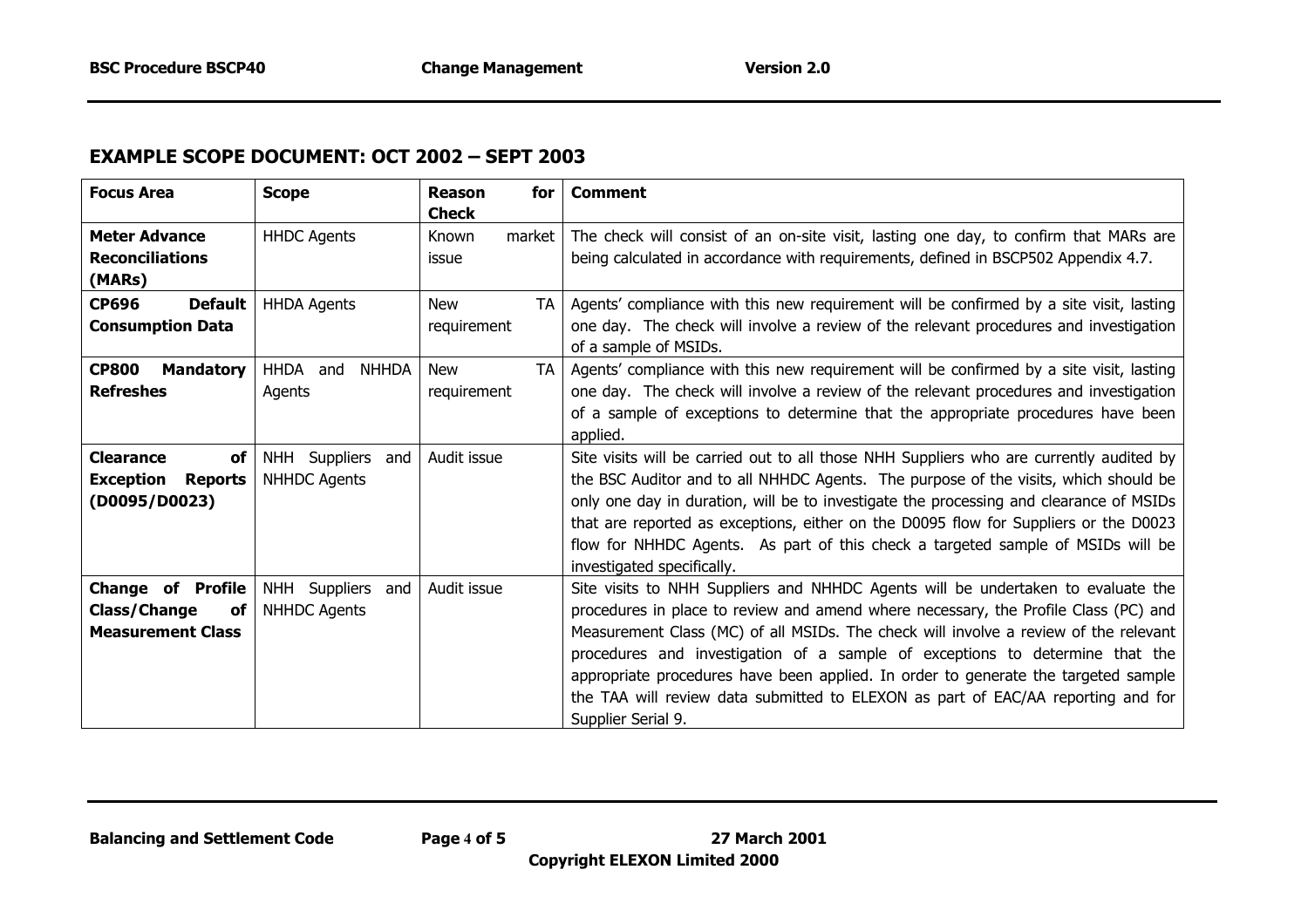## EXAMPLE SCOPE DOCUMENT: OCT 2002 – SEPT 2003

| Focus Area | Scope | Reason for Check | Comment |
|---|---|---|---|
| **Meter Advance Reconciliations (MARs)** | HHDC Agents | Known market issue | The check will consist of an on-site visit, lasting one day, to confirm that MARs are being calculated in accordance with requirements, defined in BSCP502 Appendix 4.7. |
| **CP696 Default Consumption Data** | HHDA Agents | New TA requirement | Agents' compliance with this new requirement will be confirmed by a site visit, lasting one day. The check will involve a review of the relevant procedures and investigation of a sample of MSIDs. |
| **CP800 Mandatory Refreshes** | HHDA and NHHDA Agents | New TA requirement | Agents' compliance with this new requirement will be confirmed by a site visit, lasting one day. The check will involve a review of the relevant procedures and investigation of a sample of exceptions to determine that the appropriate procedures have been applied. |
| **Clearance of Exception Reports (D0095/D0023)** | NHH Suppliers and NHHDC Agents | Audit issue | Site visits will be carried out to all those NHH Suppliers who are currently audited by the BSC Auditor and to all NHHDC Agents. The purpose of the visits, which should be only one day in duration, will be to investigate the processing and clearance of MSIDs that are reported as exceptions, either on the D0095 flow for Suppliers or the D0023 flow for NHHDC Agents. As part of this check a targeted sample of MSIDs will be investigated specifically. |
| **Change of Profile Class/Change of Measurement Class** | NHH Suppliers and NHHDC Agents | Audit issue | Site visits to NHH Suppliers and NHHDC Agents will be undertaken to evaluate the procedures in place to review and amend where necessary, the Profile Class (PC) and Measurement Class (MC) of all MSIDs. The check will involve a review of the relevant procedures and investigation of a sample of exceptions to determine that the appropriate procedures have been applied. In order to generate the targeted sample the TAA will review data submitted to ELEXON as part of EAC/AA reporting and for Supplier Serial 9. |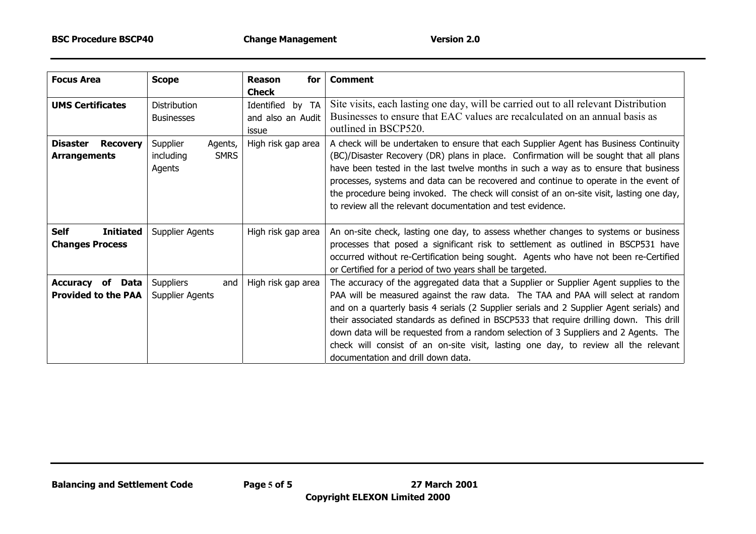| Focus Area | Scope | Reason for Check | Comment |
|---|---|---|---|
| **UMS Certificates** | Distribution Businesses | Identified by TA and also an Audit issue | Site visits, each lasting one day, will be carried out to all relevant Distribution Businesses to ensure that EAC values are recalculated on an annual basis as outlined in BSCP520. |
| **Disaster Recovery Arrangements** | Supplier Agents, including SMRS Agents | High risk gap area | A check will be undertaken to ensure that each Supplier Agent has Business Continuity (BC)/Disaster Recovery (DR) plans in place. Confirmation will be sought that all plans have been tested in the last twelve months in such a way as to ensure that business processes, systems and data can be recovered and continue to operate in the event of the procedure being invoked. The check will consist of an on-site visit, lasting one day, to review all the relevant documentation and test evidence. |
| **Self Initiated Changes Process** | Supplier Agents | High risk gap area | An on-site check, lasting one day, to assess whether changes to systems or business processes that posed a significant risk to settlement as outlined in BSCP531 have occurred without re-Certification being sought. Agents who have not been re-Certified or Certified for a period of two years shall be targeted. |
| **Accuracy of Data Provided to the PAA** | Suppliers and Supplier Agents | High risk gap area | The accuracy of the aggregated data that a Supplier or Supplier Agent supplies to the PAA will be measured against the raw data. The TAA and PAA will select at random and on a quarterly basis 4 serials (2 Supplier serials and 2 Supplier Agent serials) and their associated standards as defined in BSCP533 that require drilling down. This drill down data will be requested from a random selection of 3 Suppliers and 2 Agents. The check will consist of an on-site visit, lasting one day, to review all the relevant documentation and drill down data. |